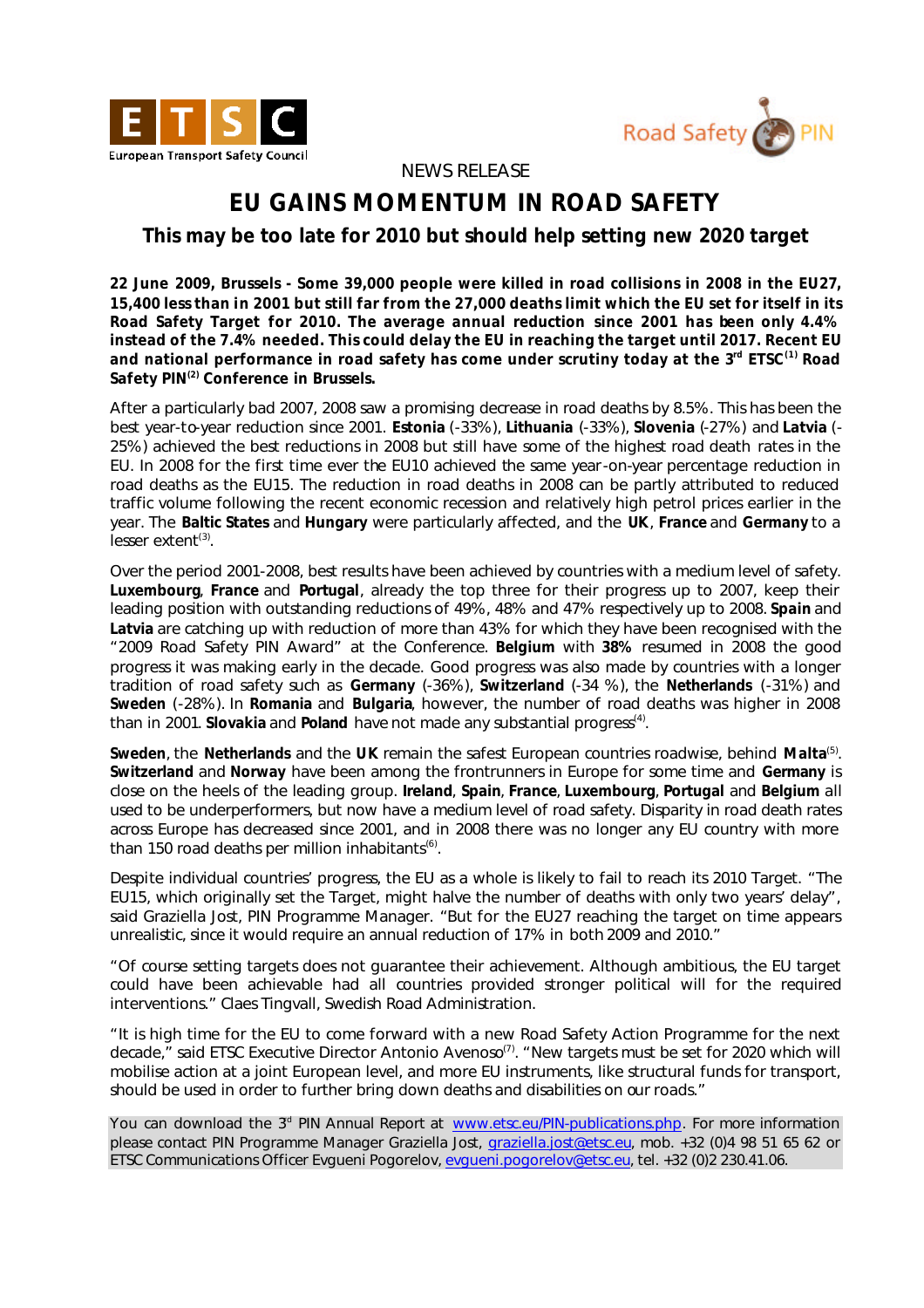NEWS RELEASE

# EU GAINS MOMENTUM IN ROAD SAFETY

## This may be too late for 2010 but should help setting new 2020 target

**22 June 2009, Brussels - Some 39,000 people were killed in road collisions in 2008 in the EU27, 15,400 less than in 2001 but still far from the 27,000 deaths limit which the EU set for itself in its Road Safety Target for 2010. The average annual reduction since 2001 has been only 4.4% instead of the 7.4% needed. This could delay the EU in reaching the target until 2017. Recent EU and national performance in road safety has come under scrutiny today at the 3rd ETSC[1] Road Safety PIN[2] Conference in Brussels.**

After a particularly bad 2007, 2008 saw a promising decrease in road deaths by 8.5%. This has been the best year-to-year reduction since 2001. **Estonia** (-33%), **Lithuania** (-33%), **Slovenia** (-27%) and **Latvia** (-25%) achieved the best reductions in 2008 but still have some of the highest road death rates in the EU. In 2008 for the first time ever the EU10 achieved the same year-on-year percentage reduction in road deaths as the EU15. The reduction in road deaths in 2008 can be partly attributed to reduced traffic volume following the recent economic recession and relatively high petrol prices earlier in the year. The **Baltic States** and **Hungary** were particularly affected, and the **UK**, **France** and **Germany** to a lesser extent[3].

Over the period 2001-2008, best results have been achieved by countries with a medium level of safety. **Luxembourg**, **France** and **Portugal**, already the top three for their progress up to 2007, keep their leading position with outstanding reductions of 49%, 48% and 47% respectively up to 2008. **Spain** and **Latvia** are catching up with reduction of more than 43% for which they have been recognised with the "2009 Road Safety PIN Award" at the Conference. **Belgium** with **38%** resumed in 2008 the good progress it was making early in the decade. Good progress was also made by countries with a longer tradition of road safety such as **Germany** (-36%), **Switzerland** (-34 %), the **Netherlands** (-31%) and **Sweden** (-28%). In **Romania** and **Bulgaria**, however, the number of road deaths was higher in 2008 than in 2001. **Slovakia** and **Poland** have not made any substantial progress[4].

**Sweden**, the **Netherlands** and the **UK** remain the safest European countries roadwise, behind **Malta**[5]. **Switzerland** and **Norway** have been among the frontrunners in Europe for some time and **Germany** is close on the heels of the leading group. **Ireland**, **Spain**, **France**, **Luxembourg**, **Portugal** and **Belgium** all used to be underperformers, but now have a medium level of road safety. Disparity in road death rates across Europe has decreased since 2001, and in 2008 there was no longer any EU country with more than 150 road deaths per million inhabitants[6].

Despite individual countries' progress, the EU as a whole is likely to fail to reach its 2010 Target. "The EU15, which originally set the Target, might halve the number of deaths with only two years' delay", said Graziella Jost, PIN Programme Manager. "But for the EU27 reaching the target on time appears unrealistic, since it would require an annual reduction of 17% in both 2009 and 2010."

"Of course setting targets does not guarantee their achievement. Although ambitious, the EU target could have been achievable had all countries provided stronger political will for the required interventions." Claes Tingvall, Swedish Road Administration.

"It is high time for the EU to come forward with a new Road Safety Action Programme for the next decade," said ETSC Executive Director Antonio Avenoso[7]. "New targets must be set for 2020 which will mobilise action at a joint European level, and more EU instruments, like structural funds for transport, should be used in order to further bring down deaths and disabilities on our roads."

You can download the 3d PIN Annual Report at www.etsc.eu/PIN-publications.php. For more information please contact PIN Programme Manager Graziella Jost, graziella.jost@etsc.eu, mob. +32 (0)4 98 51 65 62 or ETSC Communications Officer Evgueni Pogorelov, evgueni.pogorelov@etsc.eu, tel. +32 (0)2 230.41.06.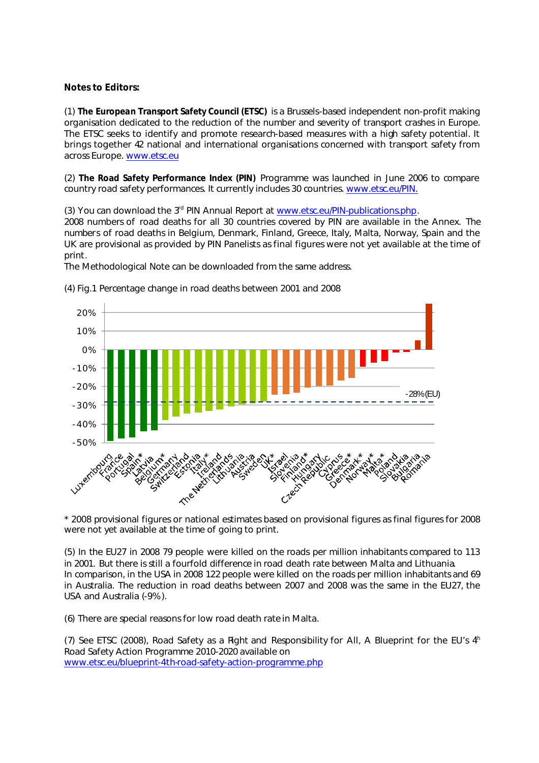**Notes to Editors:**

(1) **The European Transport Safety Council (ETSC)** is a Brussels-based independent non-profit making organisation dedicated to the reduction of the number and severity of transport crashes in Europe. The ETSC seeks to identify and promote research-based measures with a high safety potential. It brings together 42 national and international organisations concerned with transport safety from across Europe. www.etsc.eu

(2) **The Road Safety Performance Index (PIN)** Programme was launched in June 2006 to compare country road safety performances. It currently includes 30 countries. www.etsc.eu/PIN.

(3) You can download the 3rd PIN Annual Report at www.etsc.eu/PIN-publications.php.
2008 numbers of road deaths for all 30 countries covered by PIN are available in the Annex. The numbers of road deaths in Belgium, Denmark, Finland, Greece, Italy, Malta, Norway, Spain and the UK are provisional as provided by PIN Panelists as final figures were not yet available at the time of print.
The Methodological Note can be downloaded from the same address.

(4) Fig.1 Percentage change in road deaths between 2001 and 2008

20%
10%
0%
-10%
-20%
-30%
-40%
-50%
-28% (EU)

Luxembourg, France, Portugal, Spain*, Latvia, Belgium*, Germany, Switzerland, Estonia, Italy*, Ireland, The Netherlands, Lithuania, Austria, Sweden, UK*, Israel, Slovenia, Finland*, Hungary, Czech Republic, Cyprus, Greece*, Denmark*, Norway*, Malta*, Poland, Slovakia, Bulgaria, Romania

\* 2008 provisional figures or national estimates based on provisional figures as final figures for 2008 were not yet available at the time of going to print.

(5) In the EU27 in 2008 79 people were killed on the roads per million inhabitants compared to 113 in 2001. But there is still a fourfold difference in road death rate between Malta and Lithuania.
In comparison, in the USA in 2008 122 people were killed on the roads per million inhabitants and 69 in Australia. The reduction in road deaths between 2007 and 2008 was the same in the EU27, the USA and Australia (-9%).

(6) There are special reasons for low road death rate in Malta.

(7) See ETSC (2008), Road Safety as a Right and Responsibility for All, A Blueprint for the EU's 4th Road Safety Action Programme 2010-2020 available on
www.etsc.eu/blueprint-4th-road-safety-action-programme.php